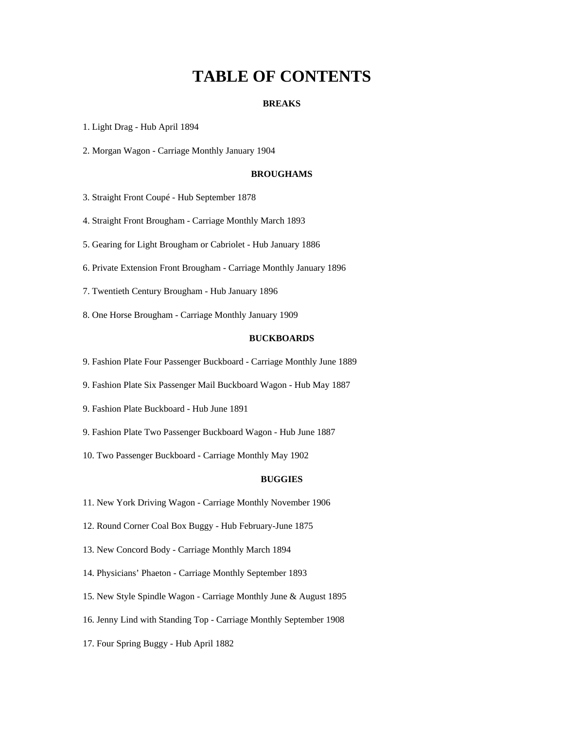# TABLE OF CONTENTS

**BREAKS**

1. Light Drag - Hub April 1894

2. Morgan Wagon - Carriage Monthly January 1904

**BROUGHAMS**

3. Straight Front Coupé - Hub September 1878

4. Straight Front Brougham - Carriage Monthly March 1893

5. Gearing for Light Brougham or Cabriolet - Hub January 1886

6. Private Extension Front Brougham - Carriage Monthly January 1896

7. Twentieth Century Brougham - Hub January 1896

8. One Horse Brougham - Carriage Monthly January 1909

**BUCKBOARDS**

9. Fashion Plate Four Passenger Buckboard - Carriage Monthly June 1889

9. Fashion Plate Six Passenger Mail Buckboard Wagon - Hub May 1887

9. Fashion Plate Buckboard - Hub June 1891

9. Fashion Plate Two Passenger Buckboard Wagon - Hub June 1887

10. Two Passenger Buckboard - Carriage Monthly May 1902

**BUGGIES**

11. New York Driving Wagon - Carriage Monthly November 1906

12. Round Corner Coal Box Buggy - Hub February-June 1875

13. New Concord Body - Carriage Monthly March 1894

14. Physicians' Phaeton - Carriage Monthly September 1893

15. New Style Spindle Wagon - Carriage Monthly June & August 1895

16. Jenny Lind with Standing Top - Carriage Monthly September 1908

17. Four Spring Buggy - Hub April 1882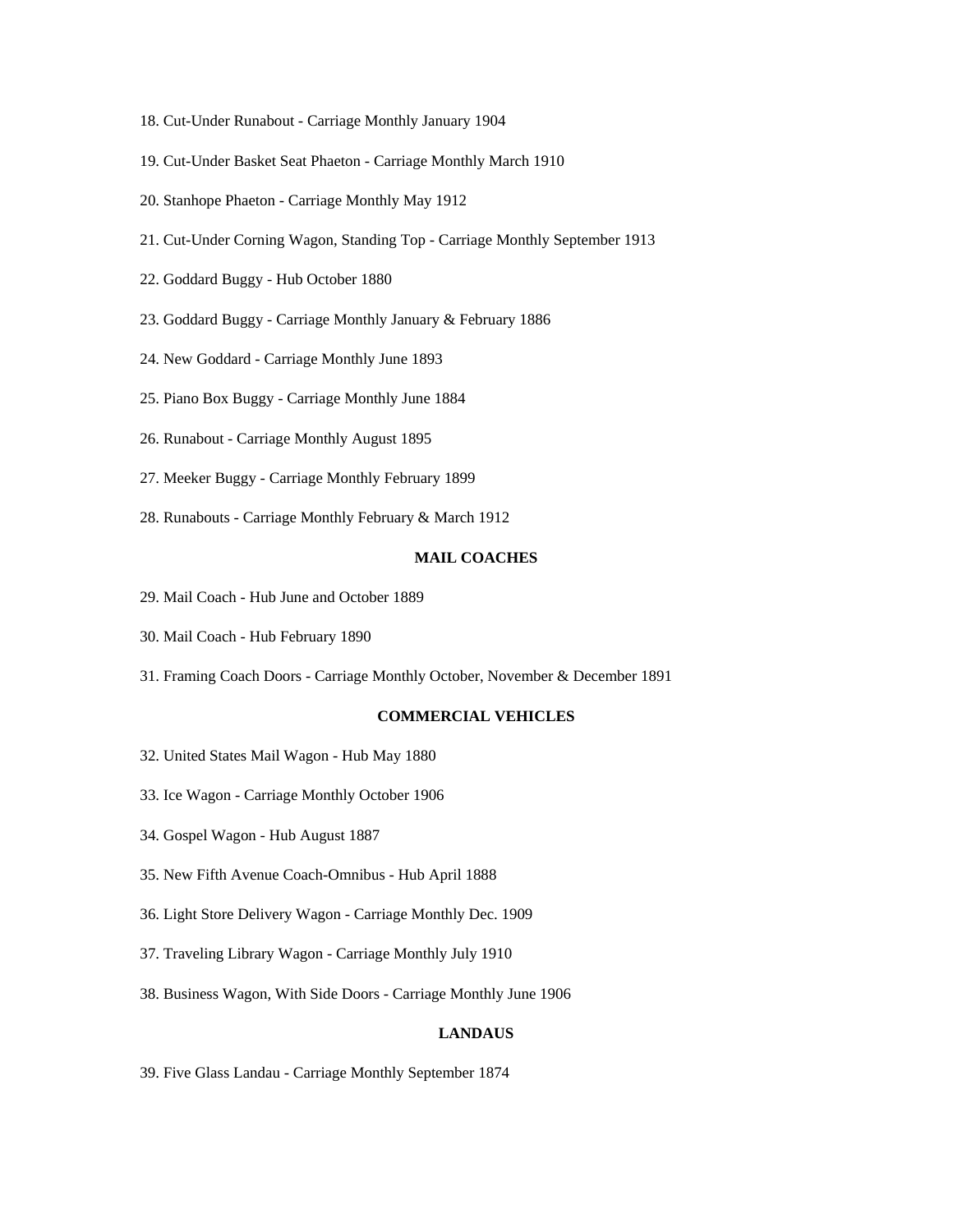18. Cut-Under Runabout - Carriage Monthly January 1904

19. Cut-Under Basket Seat Phaeton - Carriage Monthly March 1910

20. Stanhope Phaeton - Carriage Monthly May 1912

21. Cut-Under Corning Wagon, Standing Top - Carriage Monthly September 1913

22. Goddard Buggy - Hub October 1880

23. Goddard Buggy - Carriage Monthly January & February 1886

24. New Goddard - Carriage Monthly June 1893

25. Piano Box Buggy - Carriage Monthly June 1884

26. Runabout - Carriage Monthly August 1895

27. Meeker Buggy - Carriage Monthly February 1899

28. Runabouts - Carriage Monthly February & March 1912

**MAIL COACHES**

29. Mail Coach - Hub June and October 1889

30. Mail Coach - Hub February 1890

31. Framing Coach Doors - Carriage Monthly October, November & December 1891

**COMMERCIAL VEHICLES**

32. United States Mail Wagon - Hub May 1880

33. Ice Wagon - Carriage Monthly October 1906

34. Gospel Wagon - Hub August 1887

35. New Fifth Avenue Coach-Omnibus - Hub April 1888

36. Light Store Delivery Wagon - Carriage Monthly Dec. 1909

37. Traveling Library Wagon - Carriage Monthly July 1910

38. Business Wagon, With Side Doors - Carriage Monthly June 1906

**LANDAUS**

39. Five Glass Landau - Carriage Monthly September 1874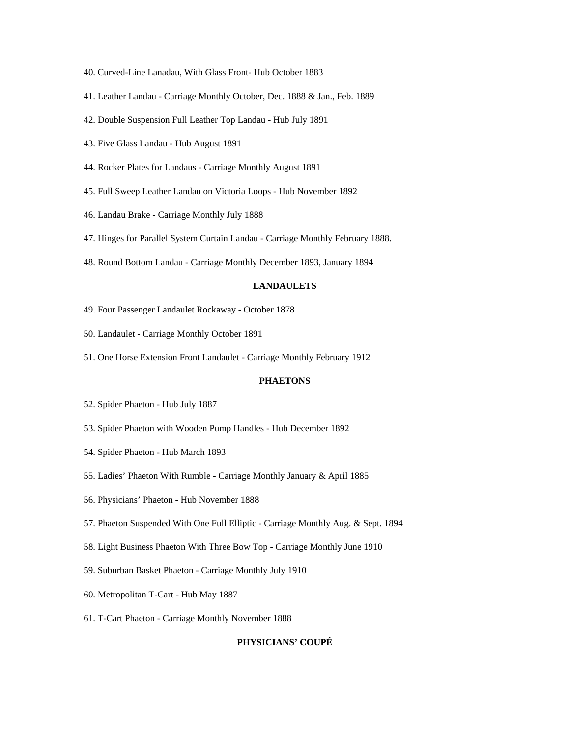40. Curved-Line Lanadau, With Glass Front- Hub October 1883

41. Leather Landau - Carriage Monthly October, Dec. 1888 & Jan., Feb. 1889

42. Double Suspension Full Leather Top Landau - Hub July 1891

43. Five Glass Landau - Hub August 1891

44. Rocker Plates for Landaus - Carriage Monthly August 1891

45. Full Sweep Leather Landau on Victoria Loops - Hub November 1892

46. Landau Brake - Carriage Monthly July 1888

47. Hinges for Parallel System Curtain Landau - Carriage Monthly February 1888.

48. Round Bottom Landau - Carriage Monthly December 1893, January 1894

**LANDAULETS**

49. Four Passenger Landaulet Rockaway - October 1878

50. Landaulet - Carriage Monthly October 1891

51. One Horse Extension Front Landaulet - Carriage Monthly February 1912

**PHAETONS**

52. Spider Phaeton - Hub July 1887

53. Spider Phaeton with Wooden Pump Handles - Hub December 1892

54. Spider Phaeton - Hub March 1893

55. Ladies’ Phaeton With Rumble - Carriage Monthly January & April 1885

56. Physicians’ Phaeton - Hub November 1888

57. Phaeton Suspended With One Full Elliptic - Carriage Monthly Aug. & Sept. 1894

58. Light Business Phaeton With Three Bow Top - Carriage Monthly June 1910

59. Suburban Basket Phaeton - Carriage Monthly July 1910

60. Metropolitan T-Cart - Hub May 1887

61. T-Cart Phaeton - Carriage Monthly November 1888

**PHYSICIANS’ COUPÉ**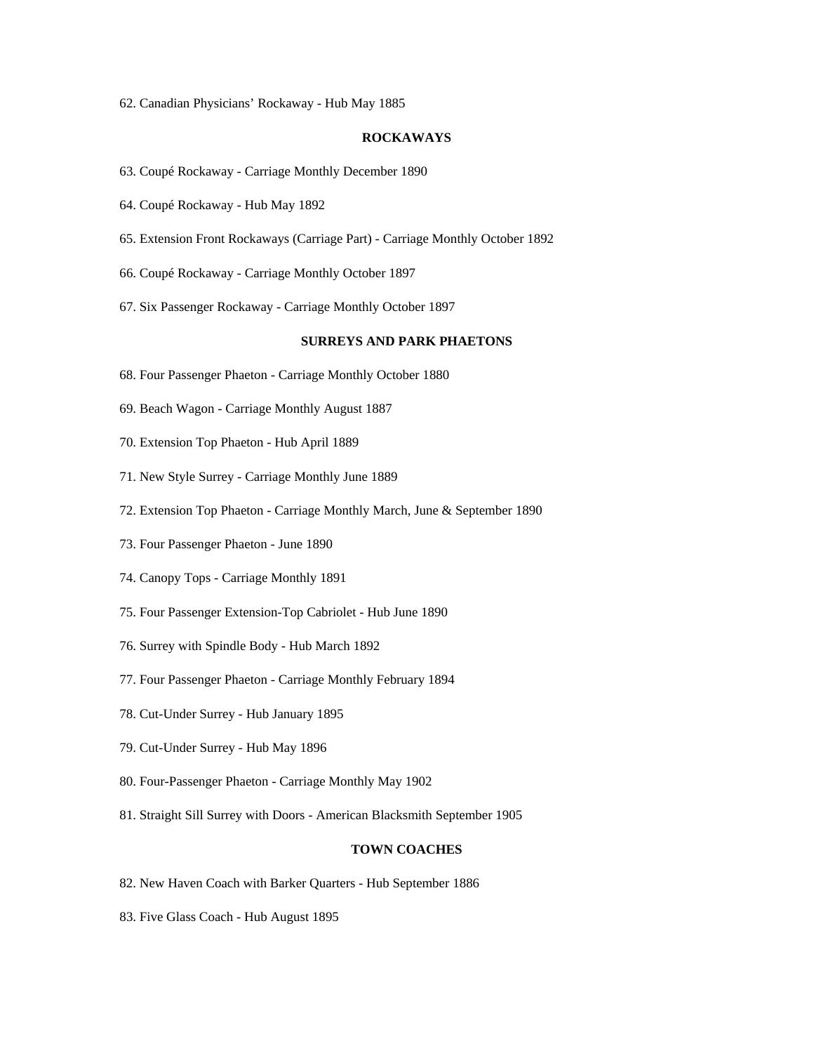62. Canadian Physicians’ Rockaway - Hub May 1885

## ROCKAWAYS

63. Coupé Rockaway - Carriage Monthly December 1890

64. Coupé Rockaway - Hub May 1892

65. Extension Front Rockaways (Carriage Part) - Carriage Monthly October 1892

66. Coupé Rockaway - Carriage Monthly October 1897

67. Six Passenger Rockaway - Carriage Monthly October 1897

## SURREYS AND PARK PHAETONS

68. Four Passenger Phaeton - Carriage Monthly October 1880

69. Beach Wagon - Carriage Monthly August 1887

70. Extension Top Phaeton - Hub April 1889

71. New Style Surrey - Carriage Monthly June 1889

72. Extension Top Phaeton - Carriage Monthly March, June & September 1890

73. Four Passenger Phaeton - June 1890

74. Canopy Tops - Carriage Monthly 1891

75. Four Passenger Extension-Top Cabriolet - Hub June 1890

76. Surrey with Spindle Body - Hub March 1892

77. Four Passenger Phaeton - Carriage Monthly February 1894

78. Cut-Under Surrey - Hub January 1895

79. Cut-Under Surrey - Hub May 1896

80. Four-Passenger Phaeton - Carriage Monthly May 1902

81. Straight Sill Surrey with Doors - American Blacksmith September 1905

## TOWN COACHES

82. New Haven Coach with Barker Quarters - Hub September 1886

83. Five Glass Coach - Hub August 1895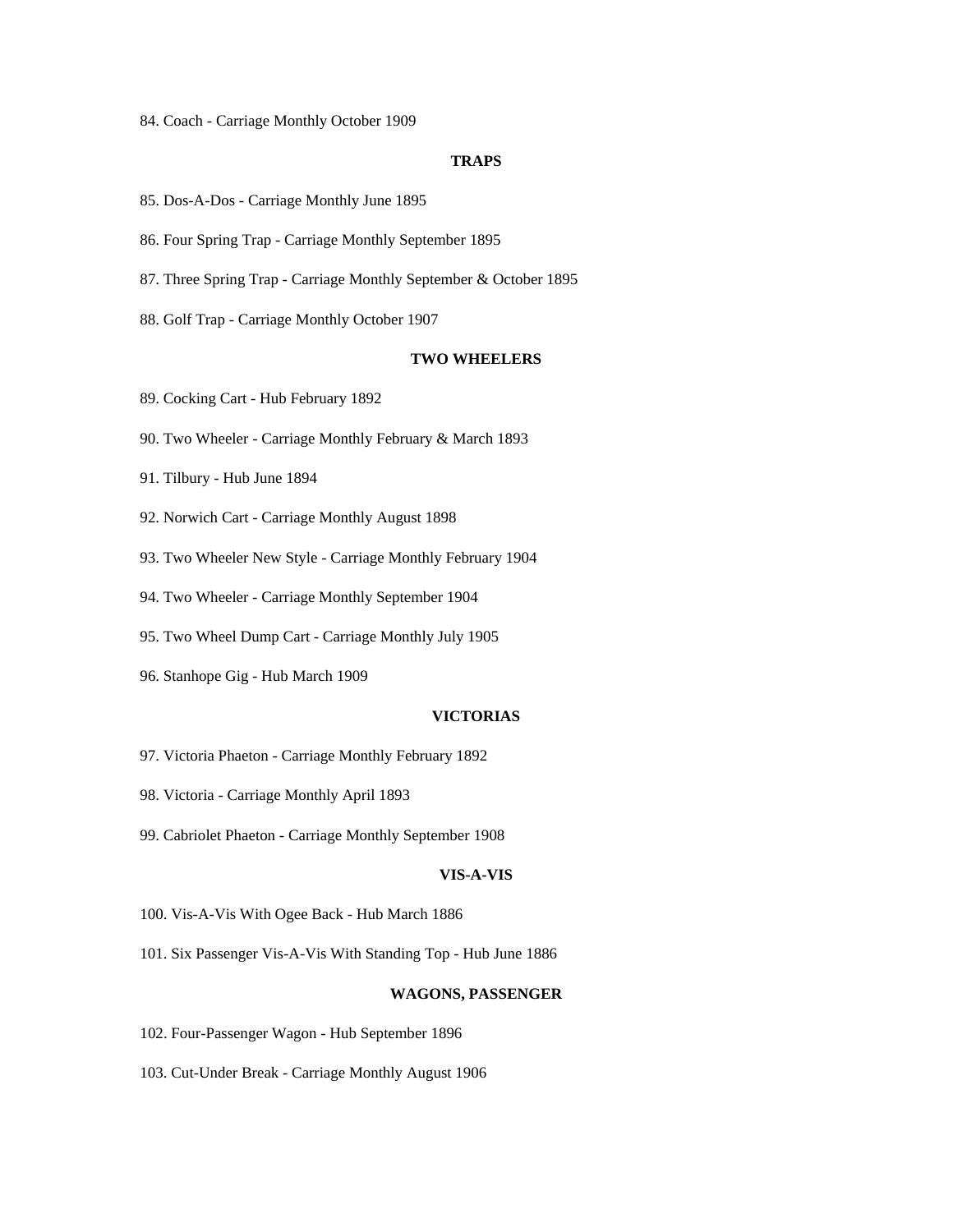84. Coach - Carriage Monthly October 1909

### TRAPS

85. Dos-A-Dos - Carriage Monthly June 1895

86. Four Spring Trap - Carriage Monthly September 1895

87. Three Spring Trap - Carriage Monthly September & October 1895

88. Golf Trap - Carriage Monthly October 1907

### TWO WHEELERS

89. Cocking Cart - Hub February 1892

90. Two Wheeler - Carriage Monthly February & March 1893

91. Tilbury - Hub June 1894

92. Norwich Cart - Carriage Monthly August 1898

93. Two Wheeler New Style - Carriage Monthly February 1904

94. Two Wheeler - Carriage Monthly September 1904

95. Two Wheel Dump Cart - Carriage Monthly July 1905

96. Stanhope Gig - Hub March 1909

### VICTORIAS

97. Victoria Phaeton - Carriage Monthly February 1892

98. Victoria - Carriage Monthly April 1893

99. Cabriolet Phaeton - Carriage Monthly September 1908

### VIS-A-VIS

100. Vis-A-Vis With Ogee Back - Hub March 1886

101. Six Passenger Vis-A-Vis With Standing Top - Hub June 1886

### WAGONS, PASSENGER

102. Four-Passenger Wagon - Hub September 1896

103. Cut-Under Break - Carriage Monthly August 1906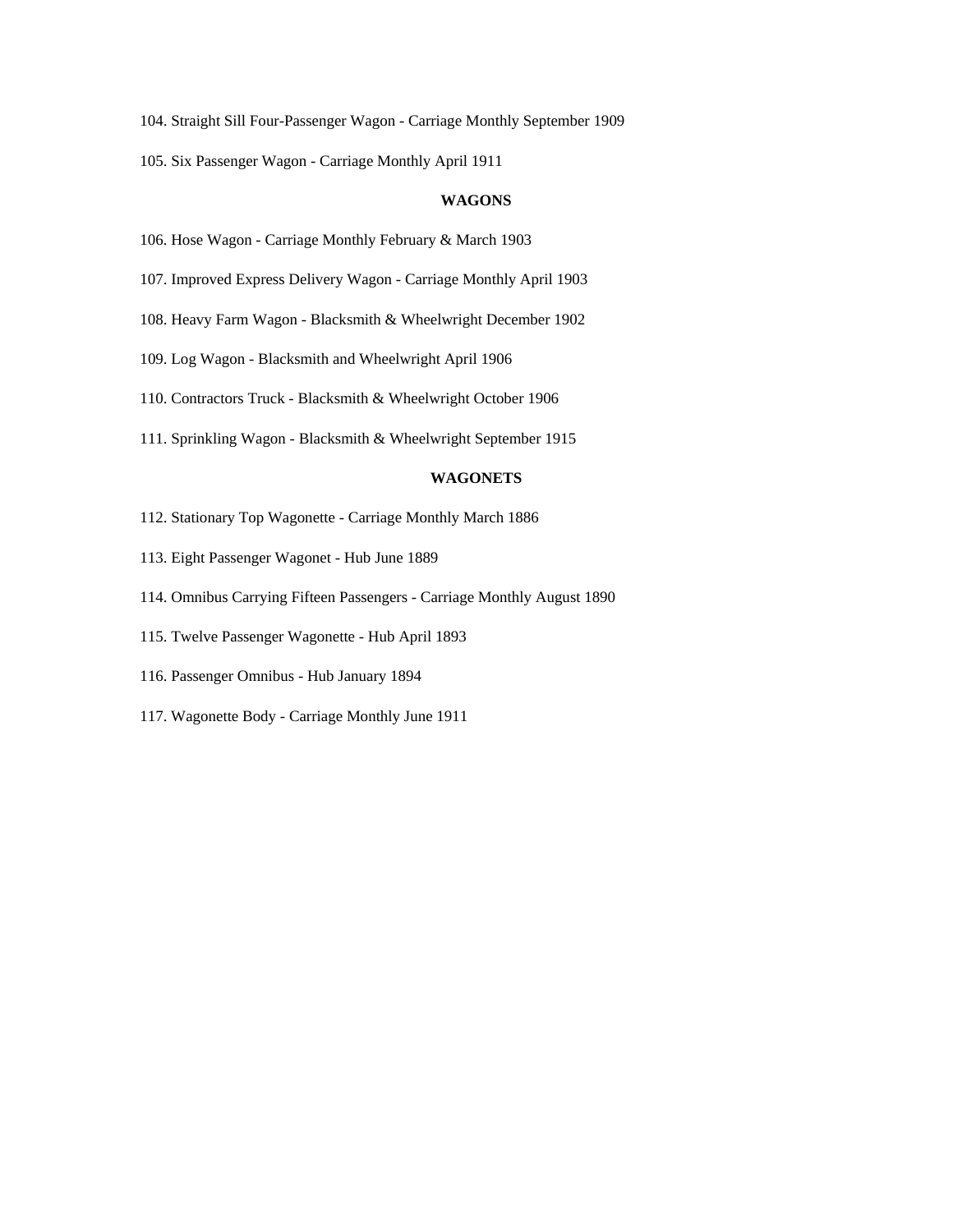104. Straight Sill Four-Passenger Wagon - Carriage Monthly September 1909

105. Six Passenger Wagon - Carriage Monthly April 1911

## WAGONS

106. Hose Wagon - Carriage Monthly February & March 1903

107. Improved Express Delivery Wagon - Carriage Monthly April 1903

108. Heavy Farm Wagon - Blacksmith & Wheelwright December 1902

109. Log Wagon - Blacksmith and Wheelwright April 1906

110. Contractors Truck - Blacksmith & Wheelwright October 1906

111. Sprinkling Wagon - Blacksmith & Wheelwright September 1915

## WAGONETS

112. Stationary Top Wagonette - Carriage Monthly March 1886

113. Eight Passenger Wagonet - Hub June 1889

114. Omnibus Carrying Fifteen Passengers - Carriage Monthly August 1890

115. Twelve Passenger Wagonette - Hub April 1893

116. Passenger Omnibus - Hub January 1894

117. Wagonette Body - Carriage Monthly June 1911